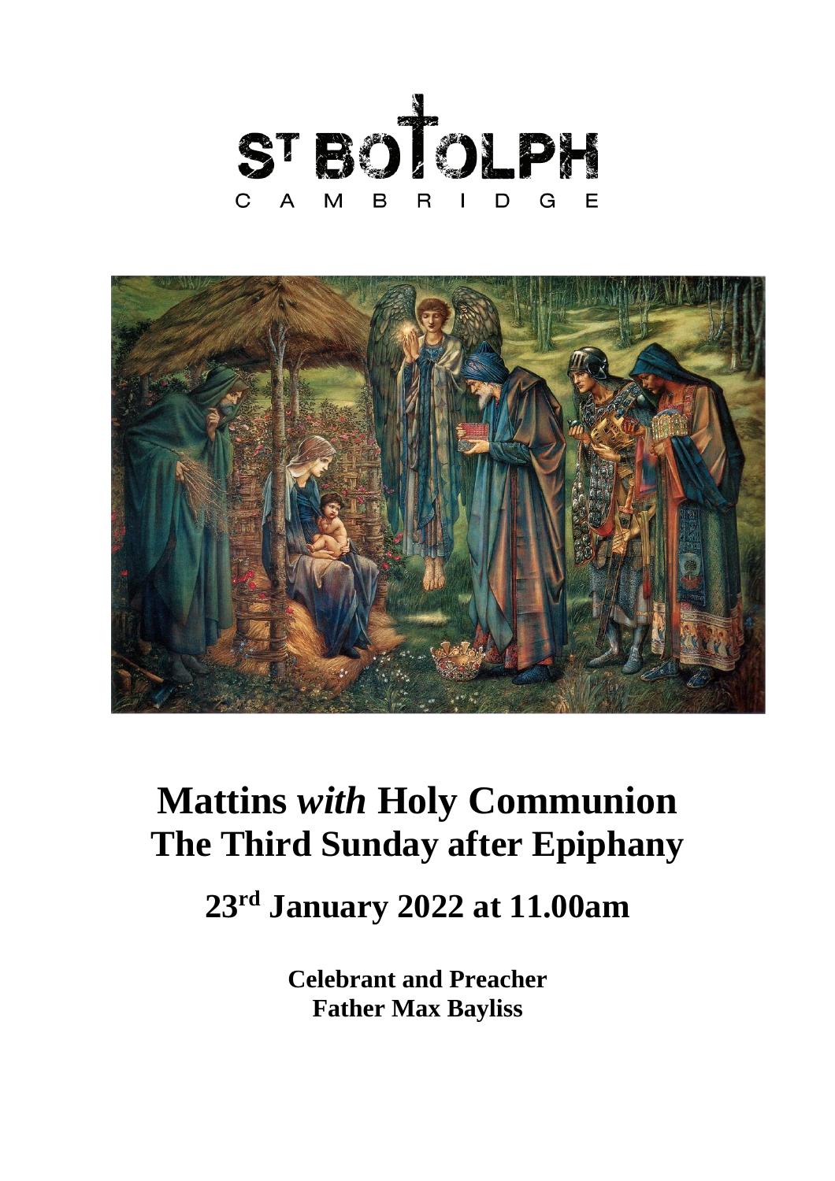ST BOTOLPH

CAMBRIDGE

# Mattins *with* Holy Communion
# The Third Sunday after Epiphany

## 23rd January 2022 at 11.00am

**Celebrant and Preacher**
**Father Max Bayliss**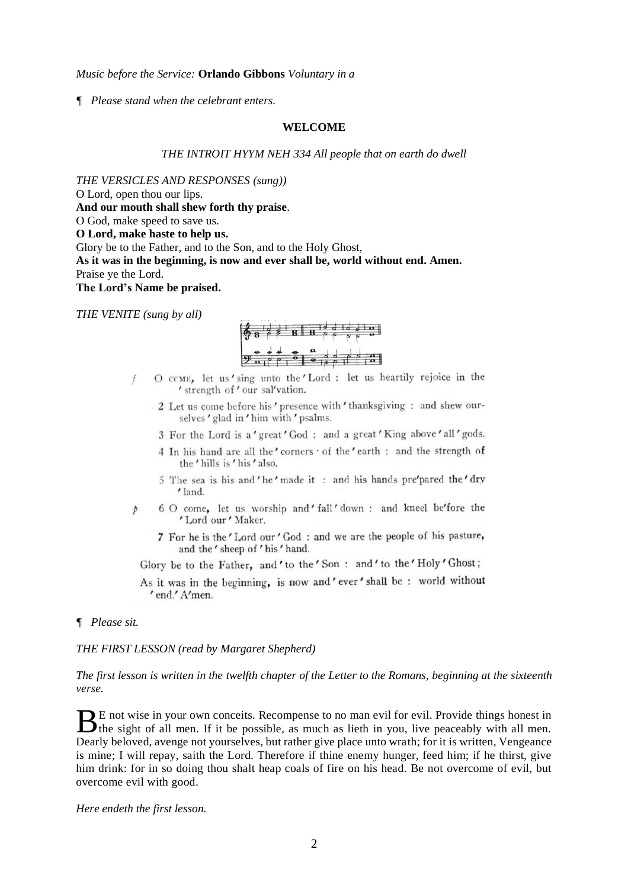*Music before the Service:* **Orlando Gibbons** *Voluntary in a*

¶ *Please stand when the celebrant enters.*

## WELCOME

*THE INTROIT HYYM NEH 334 All people that on earth do dwell*

*THE VERSICLES AND RESPONSES (sung))*

O Lord, open thou our lips.
**And our mouth shall shew forth thy praise**.
O God, make speed to save us.
**O Lord, make haste to help us.**
Glory be to the Father, and to the Son, and to the Holy Ghost,
**As it was in the beginning, is now and ever shall be, world without end. Amen.**
Praise ye the Lord.
**The Lord's Name be praised.**

*THE VENITE (sung by all)*

*f* O COME, let us ' sing unto the ' Lord : let us heartily rejoice in the ' strength of ' our sal'vation.

2 Let us come before his ' presence with ' thanksgiving : and shew ourselves ' glad in ' him with ' psalms.

3 For the Lord is a ' great ' God : and a great ' King above ' all ' gods.

4 In his hand are all the ' corners · of the ' earth : and the strength of the ' hills is ' his ' also.

5 The sea is his and ' he ' made it : and his hands pre'pared the ' dry ' land.

*p* 6 O come, let us worship and ' fall ' down : and kneel be'fore the ' Lord our ' Maker.

7 For he is the ' Lord our ' God : and we are the people of his pasture, and the ' sheep of ' his ' hand.

Glory be to the Father, and ' to the ' Son : and ' to the ' Holy ' Ghost;

As it was in the beginning, is now and ' ever ' shall be : world without ' end.' A'men.

¶ *Please sit.*

*THE FIRST LESSON (read by Margaret Shepherd)*

*The first lesson is written in the twelfth chapter of the Letter to the Romans, beginning at the sixteenth verse.*

BE not wise in your own conceits. Recompense to no man evil for evil. Provide things honest in the sight of all men. If it be possible, as much as lieth in you, live peaceably with all men. Dearly beloved, avenge not yourselves, but rather give place unto wrath; for it is written, Vengeance is mine; I will repay, saith the Lord. Therefore if thine enemy hunger, feed him; if he thirst, give him drink: for in so doing thou shalt heap coals of fire on his head. Be not overcome of evil, but overcome evil with good.

*Here endeth the first lesson.*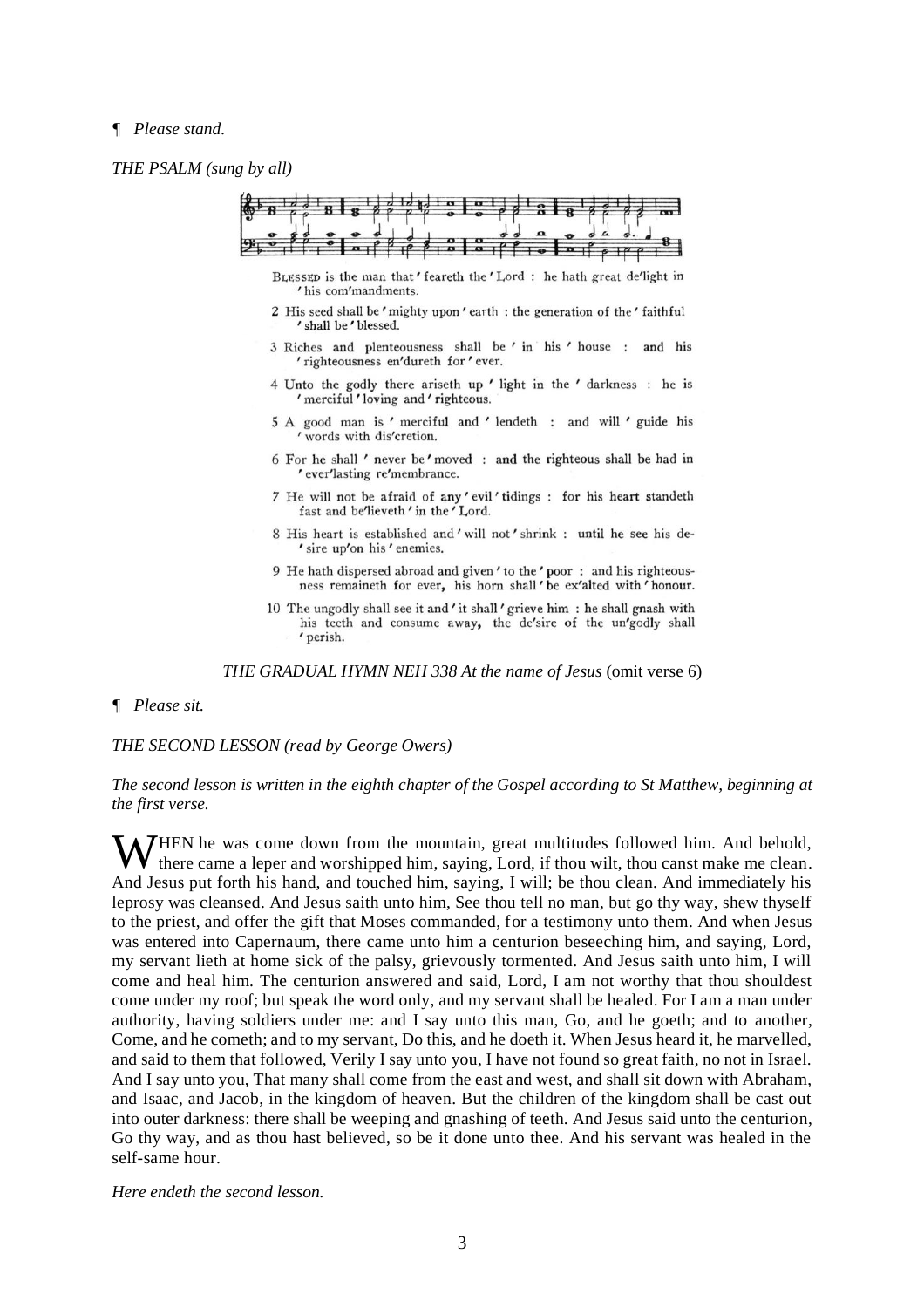¶ *Please stand.*

*THE PSALM (sung by all)*

BLESSED is the man that ' feareth the ' Lord : he hath great de'light in ' his com'mandments.

2 His seed shall be ' mighty upon ' earth : the generation of the ' faithful ' shall be ' blessed.

3 Riches and plenteousness shall be ' in his ' house : and his ' righteousness en'dureth for ' ever.

4 Unto the godly there ariseth up ' light in the ' darkness : he is ' merciful ' loving and ' righteous.

5 A good man is ' merciful and ' lendeth : and will ' guide his ' words with dis'cretion.

6 For he shall ' never be ' moved : and the righteous shall be had in ' ever'lasting re'membrance.

7 He will not be afraid of any ' evil ' tidings : for his heart standeth fast and be'lieveth ' in the ' Lord.

8 His heart is established and ' will not ' shrink : until he see his de' sire up'on his ' enemies.

9 He hath dispersed abroad and given ' to the ' poor : and his righteousness remaineth for ever, his horn shall ' be ex'alted with ' honour.

10 The ungodly shall see it and ' it shall ' grieve him : he shall gnash with his teeth and consume away, the de'sire of the un'godly shall ' perish.

*THE GRADUAL HYMN NEH 338 At the name of Jesus* (omit verse 6)

¶ *Please sit.*

*THE SECOND LESSON (read by George Owers)*

*The second lesson is written in the eighth chapter of the Gospel according to St Matthew, beginning at the first verse.*

WHEN he was come down from the mountain, great multitudes followed him. And behold, there came a leper and worshipped him, saying, Lord, if thou wilt, thou canst make me clean. And Jesus put forth his hand, and touched him, saying, I will; be thou clean. And immediately his leprosy was cleansed. And Jesus saith unto him, See thou tell no man, but go thy way, shew thyself to the priest, and offer the gift that Moses commanded, for a testimony unto them. And when Jesus was entered into Capernaum, there came unto him a centurion beseeching him, and saying, Lord, my servant lieth at home sick of the palsy, grievously tormented. And Jesus saith unto him, I will come and heal him. The centurion answered and said, Lord, I am not worthy that thou shouldest come under my roof; but speak the word only, and my servant shall be healed. For I am a man under authority, having soldiers under me: and I say unto this man, Go, and he goeth; and to another, Come, and he cometh; and to my servant, Do this, and he doeth it. When Jesus heard it, he marvelled, and said to them that followed, Verily I say unto you, I have not found so great faith, no not in Israel. And I say unto you, That many shall come from the east and west, and shall sit down with Abraham, and Isaac, and Jacob, in the kingdom of heaven. But the children of the kingdom shall be cast out into outer darkness: there shall be weeping and gnashing of teeth. And Jesus said unto the centurion, Go thy way, and as thou hast believed, so be it done unto thee. And his servant was healed in the self-same hour.

*Here endeth the second lesson.*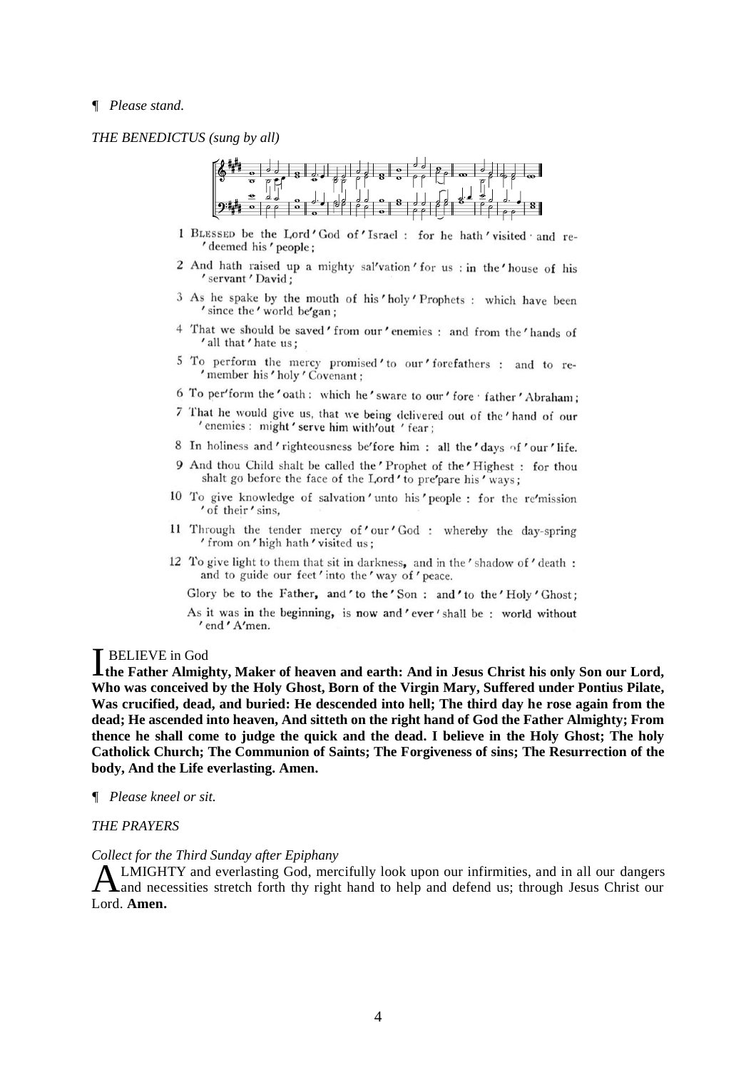¶ *Please stand.*

*THE BENEDICTUS (sung by all)*

1 BLESSED be the Lord ' God of ' Israel : for he hath ' visited · and re- ' deemed his ' people ;

2 And hath raised up a mighty sal'vation ' for us : in the ' house of his ' servant ' David ;

3 As he spake by the mouth of his ' holy ' Prophets : which have been ' since the ' world be'gan ;

4 That we should be saved ' from our ' enemies : and from the ' hands of ' all that ' hate us ;

5 To perform the mercy promised ' to our ' forefathers : and to re- ' member his ' holy ' Covenant ;

6 To per'form the ' oath : which he ' sware to our ' fore · father ' Abraham ;

7 That he would give us, that we being delivered out of the ' hand of our ' enemies : might ' serve him with'out ' fear ;

8 In holiness and ' righteousness be'fore him : all the ' days of ' our ' life.

9 And thou Child shalt be called the ' Prophet of the ' Highest : for thou shalt go before the face of the Lord ' to pre'pare his ' ways ;

10 To give knowledge of salvation ' unto his ' people : for the re'mission ' of their ' sins,

11 Through the tender mercy of ' our ' God : whereby the day-spring ' from on ' high hath ' visited us ;

12 To give light to them that sit in darkness, and in the ' shadow of ' death : and to guide our feet ' into the ' way of ' peace.

Glory be to the Father, and ' to the ' Son : and ' to the ' Holy ' Ghost ;

As it was in the beginning, is now and ' ever ' shall be : world without ' end ' A'men.

I BELIEVE in God
**the Father Almighty, Maker of heaven and earth: And in Jesus Christ his only Son our Lord, Who was conceived by the Holy Ghost, Born of the Virgin Mary, Suffered under Pontius Pilate, Was crucified, dead, and buried: He descended into hell; The third day he rose again from the dead; He ascended into heaven, And sitteth on the right hand of God the Father Almighty; From thence he shall come to judge the quick and the dead. I believe in the Holy Ghost; The holy Catholick Church; The Communion of Saints; The Forgiveness of sins; The Resurrection of the body, And the Life everlasting. Amen.**

¶ *Please kneel or sit.*

*THE PRAYERS*

*Collect for the Third Sunday after Epiphany*

ALMIGHTY and everlasting God, mercifully look upon our infirmities, and in all our dangers and necessities stretch forth thy right hand to help and defend us; through Jesus Christ our Lord. **Amen.**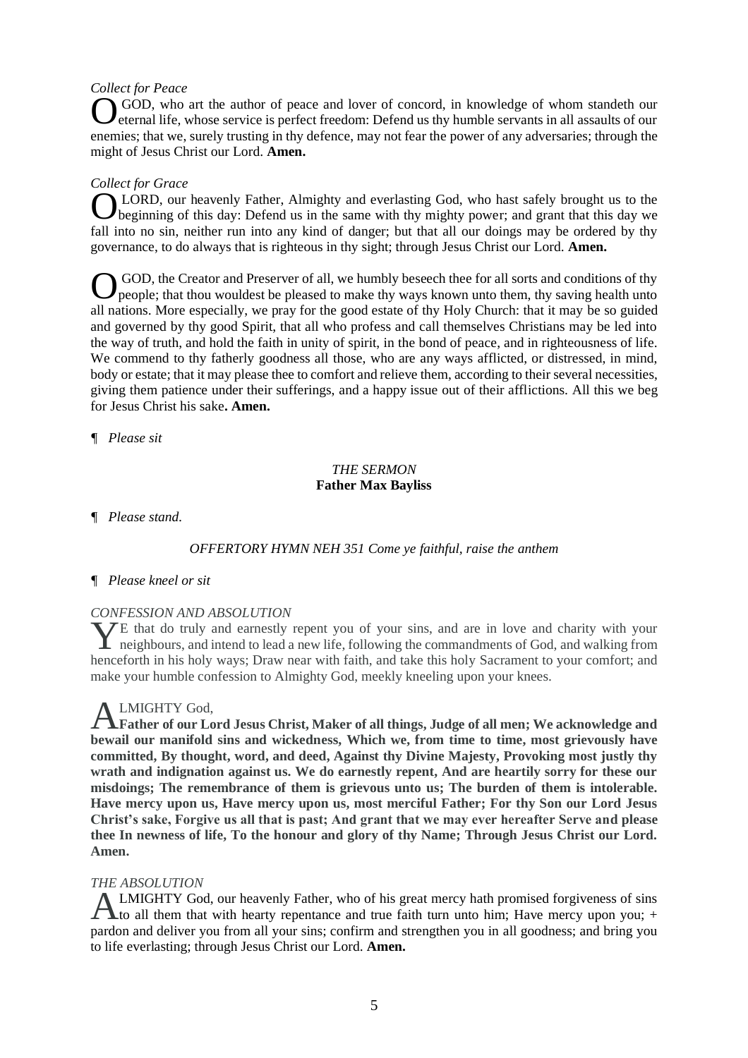*Collect for Peace*

O GOD, who art the author of peace and lover of concord, in knowledge of whom standeth our eternal life, whose service is perfect freedom: Defend us thy humble servants in all assaults of our enemies; that we, surely trusting in thy defence, may not fear the power of any adversaries; through the might of Jesus Christ our Lord. **Amen.**

*Collect for Grace*

O LORD, our heavenly Father, Almighty and everlasting God, who hast safely brought us to the beginning of this day: Defend us in the same with thy mighty power; and grant that this day we fall into no sin, neither run into any kind of danger; but that all our doings may be ordered by thy governance, to do always that is righteous in thy sight; through Jesus Christ our Lord. **Amen.**

O GOD, the Creator and Preserver of all, we humbly beseech thee for all sorts and conditions of thy people; that thou wouldest be pleased to make thy ways known unto them, thy saving health unto all nations. More especially, we pray for the good estate of thy Holy Church: that it may be so guided and governed by thy good Spirit, that all who profess and call themselves Christians may be led into the way of truth, and hold the faith in unity of spirit, in the bond of peace, and in righteousness of life. We commend to thy fatherly goodness all those, who are any ways afflicted, or distressed, in mind, body or estate; that it may please thee to comfort and relieve them, according to their several necessities, giving them patience under their sufferings, and a happy issue out of their afflictions. All this we beg for Jesus Christ his sake**. Amen.**

¶ *Please sit*

*THE SERMON*
**Father Max Bayliss**

¶ *Please stand.*

*OFFERTORY HYMN NEH 351 Come ye faithful, raise the anthem*

¶ *Please kneel or sit*

*CONFESSION AND ABSOLUTION*

YE that do truly and earnestly repent you of your sins, and are in love and charity with your neighbours, and intend to lead a new life, following the commandments of God, and walking from henceforth in his holy ways; Draw near with faith, and take this holy Sacrament to your comfort; and make your humble confession to Almighty God, meekly kneeling upon your knees.

ALMIGHTY God,
**Father of our Lord Jesus Christ, Maker of all things, Judge of all men; We acknowledge and bewail our manifold sins and wickedness, Which we, from time to time, most grievously have committed, By thought, word, and deed, Against thy Divine Majesty, Provoking most justly thy wrath and indignation against us. We do earnestly repent, And are heartily sorry for these our misdoings; The remembrance of them is grievous unto us; The burden of them is intolerable. Have mercy upon us, Have mercy upon us, most merciful Father; For thy Son our Lord Jesus Christ's sake, Forgive us all that is past; And grant that we may ever hereafter Serve and please thee In newness of life, To the honour and glory of thy Name; Through Jesus Christ our Lord. Amen.**

*THE ABSOLUTION*

ALMIGHTY God, our heavenly Father, who of his great mercy hath promised forgiveness of sins to all them that with hearty repentance and true faith turn unto him; Have mercy upon you; + pardon and deliver you from all your sins; confirm and strengthen you in all goodness; and bring you to life everlasting; through Jesus Christ our Lord. **Amen.**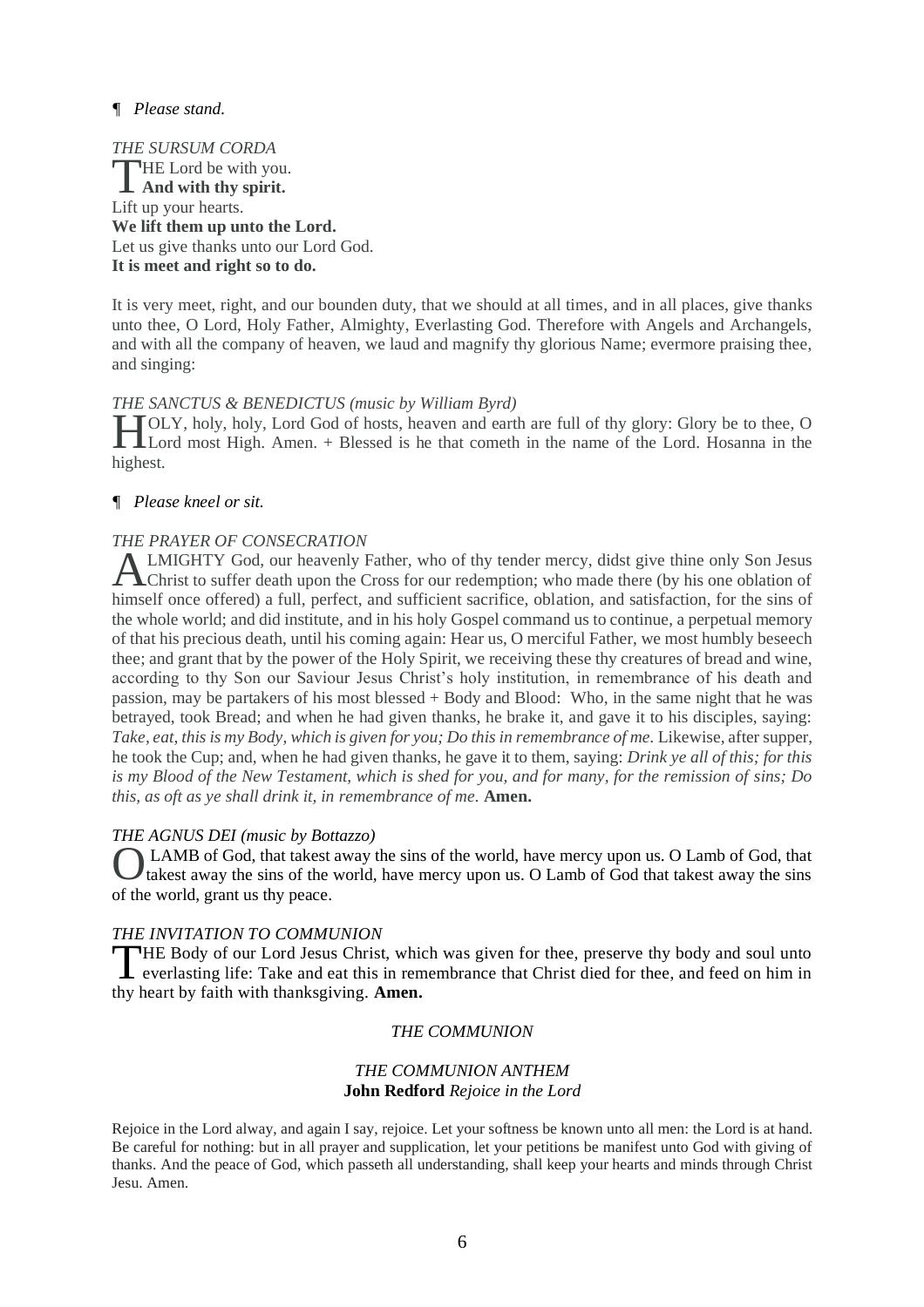¶ *Please stand.*

*THE SURSUM CORDA*

THE Lord be with you.
**And with thy spirit.**
Lift up your hearts.
**We lift them up unto the Lord.**
Let us give thanks unto our Lord God.
**It is meet and right so to do.**

It is very meet, right, and our bounden duty, that we should at all times, and in all places, give thanks unto thee, O Lord, Holy Father, Almighty, Everlasting God. Therefore with Angels and Archangels, and with all the company of heaven, we laud and magnify thy glorious Name; evermore praising thee, and singing:

*THE SANCTUS & BENEDICTUS (music by William Byrd)*

HOLY, holy, holy, Lord God of hosts, heaven and earth are full of thy glory: Glory be to thee, O Lord most High. Amen. + Blessed is he that cometh in the name of the Lord. Hosanna in the highest.

¶ *Please kneel or sit.*

*THE PRAYER OF CONSECRATION*

ALMIGHTY God, our heavenly Father, who of thy tender mercy, didst give thine only Son Jesus Christ to suffer death upon the Cross for our redemption; who made there (by his one oblation of himself once offered) a full, perfect, and sufficient sacrifice, oblation, and satisfaction, for the sins of the whole world; and did institute, and in his holy Gospel command us to continue, a perpetual memory of that his precious death, until his coming again: Hear us, O merciful Father, we most humbly beseech thee; and grant that by the power of the Holy Spirit, we receiving these thy creatures of bread and wine, according to thy Son our Saviour Jesus Christ's holy institution, in remembrance of his death and passion, may be partakers of his most blessed + Body and Blood: Who, in the same night that he was betrayed, took Bread; and when he had given thanks, he brake it, and gave it to his disciples, saying: *Take, eat, this is my Body, which is given for you; Do this in remembrance of me.* Likewise, after supper, he took the Cup; and, when he had given thanks, he gave it to them, saying: *Drink ye all of this; for this is my Blood of the New Testament, which is shed for you, and for many, for the remission of sins; Do this, as oft as ye shall drink it, in remembrance of me.* **Amen.**

*THE AGNUS DEI (music by Bottazzo)*

O LAMB of God, that takest away the sins of the world, have mercy upon us. O Lamb of God, that takest away the sins of the world, have mercy upon us. O Lamb of God that takest away the sins of the world, grant us thy peace.

*THE INVITATION TO COMMUNION*

THE Body of our Lord Jesus Christ, which was given for thee, preserve thy body and soul unto everlasting life: Take and eat this in remembrance that Christ died for thee, and feed on him in thy heart by faith with thanksgiving. **Amen.**

*THE COMMUNION*

*THE COMMUNION ANTHEM*
**John Redford** *Rejoice in the Lord*

Rejoice in the Lord alway, and again I say, rejoice. Let your softness be known unto all men: the Lord is at hand. Be careful for nothing: but in all prayer and supplication, let your petitions be manifest unto God with giving of thanks. And the peace of God, which passeth all understanding, shall keep your hearts and minds through Christ Jesu. Amen.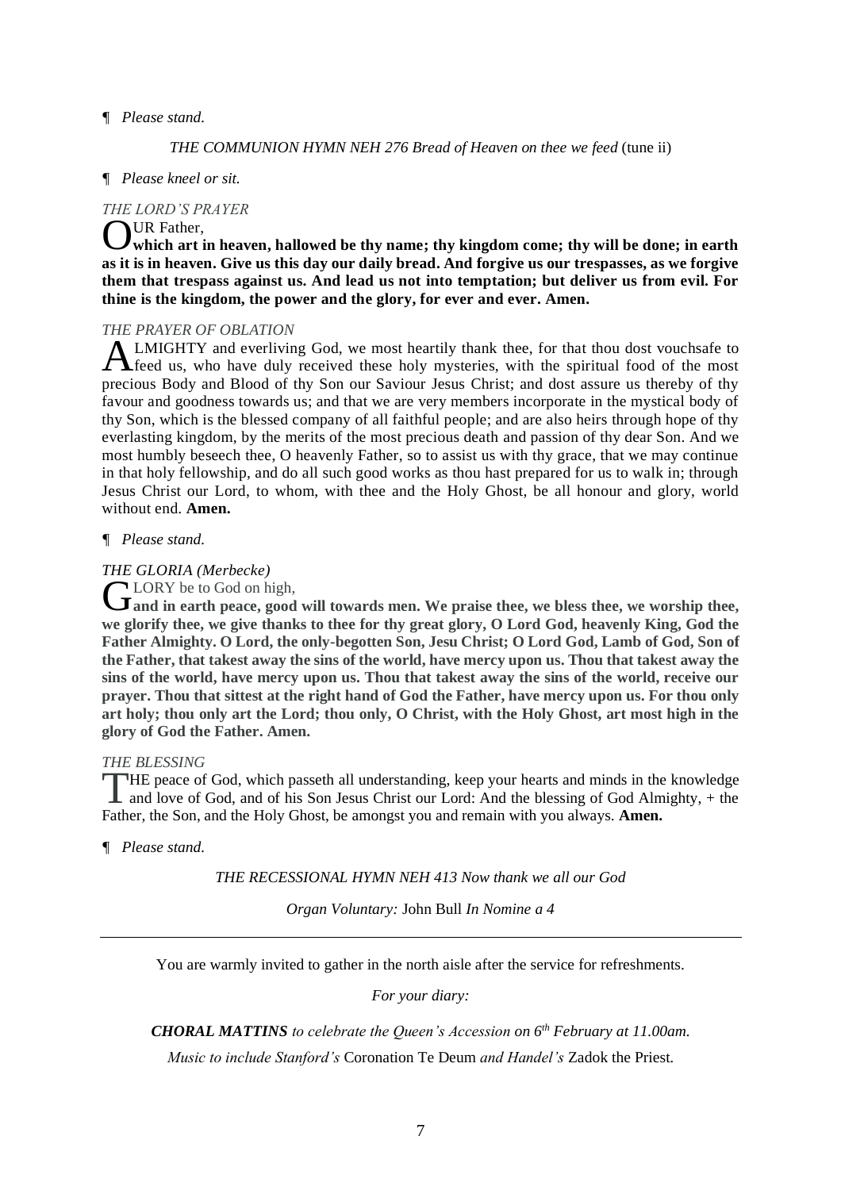¶ *Please stand.*

*THE COMMUNION HYMN NEH 276 Bread of Heaven on thee we feed* (tune ii)

¶ *Please kneel or sit.*

*THE LORD'S PRAYER*

OUR Father,
**which art in heaven, hallowed be thy name; thy kingdom come; thy will be done; in earth as it is in heaven. Give us this day our daily bread. And forgive us our trespasses, as we forgive them that trespass against us. And lead us not into temptation; but deliver us from evil. For thine is the kingdom, the power and the glory, for ever and ever. Amen.**

*THE PRAYER OF OBLATION*

ALMIGHTY and everliving God, we most heartily thank thee, for that thou dost vouchsafe to feed us, who have duly received these holy mysteries, with the spiritual food of the most precious Body and Blood of thy Son our Saviour Jesus Christ; and dost assure us thereby of thy favour and goodness towards us; and that we are very members incorporate in the mystical body of thy Son, which is the blessed company of all faithful people; and are also heirs through hope of thy everlasting kingdom, by the merits of the most precious death and passion of thy dear Son. And we most humbly beseech thee, O heavenly Father, so to assist us with thy grace, that we may continue in that holy fellowship, and do all such good works as thou hast prepared for us to walk in; through Jesus Christ our Lord, to whom, with thee and the Holy Ghost, be all honour and glory, world without end. **Amen.**

¶ *Please stand.*

*THE GLORIA (Merbecke)*

GLORY be to God on high,
**and in earth peace, good will towards men. We praise thee, we bless thee, we worship thee, we glorify thee, we give thanks to thee for thy great glory, O Lord God, heavenly King, God the Father Almighty. O Lord, the only-begotten Son, Jesu Christ; O Lord God, Lamb of God, Son of the Father, that takest away the sins of the world, have mercy upon us. Thou that takest away the sins of the world, have mercy upon us. Thou that takest away the sins of the world, receive our prayer. Thou that sittest at the right hand of God the Father, have mercy upon us. For thou only art holy; thou only art the Lord; thou only, O Christ, with the Holy Ghost, art most high in the glory of God the Father. Amen.**

*THE BLESSING*

THE peace of God, which passeth all understanding, keep your hearts and minds in the knowledge and love of God, and of his Son Jesus Christ our Lord: And the blessing of God Almighty, + the Father, the Son, and the Holy Ghost, be amongst you and remain with you always. **Amen.**

¶ *Please stand.*

*THE RECESSIONAL HYMN NEH 413 Now thank we all our God*

*Organ Voluntary:* John Bull *In Nomine a 4*

---

You are warmly invited to gather in the north aisle after the service for refreshments.

*For your diary:*

***CHORAL MATTINS** to celebrate the Queen's Accession on 6th February at 11.00am.*

*Music to include Stanford's* Coronation Te Deum *and Handel's* Zadok the Priest*.*